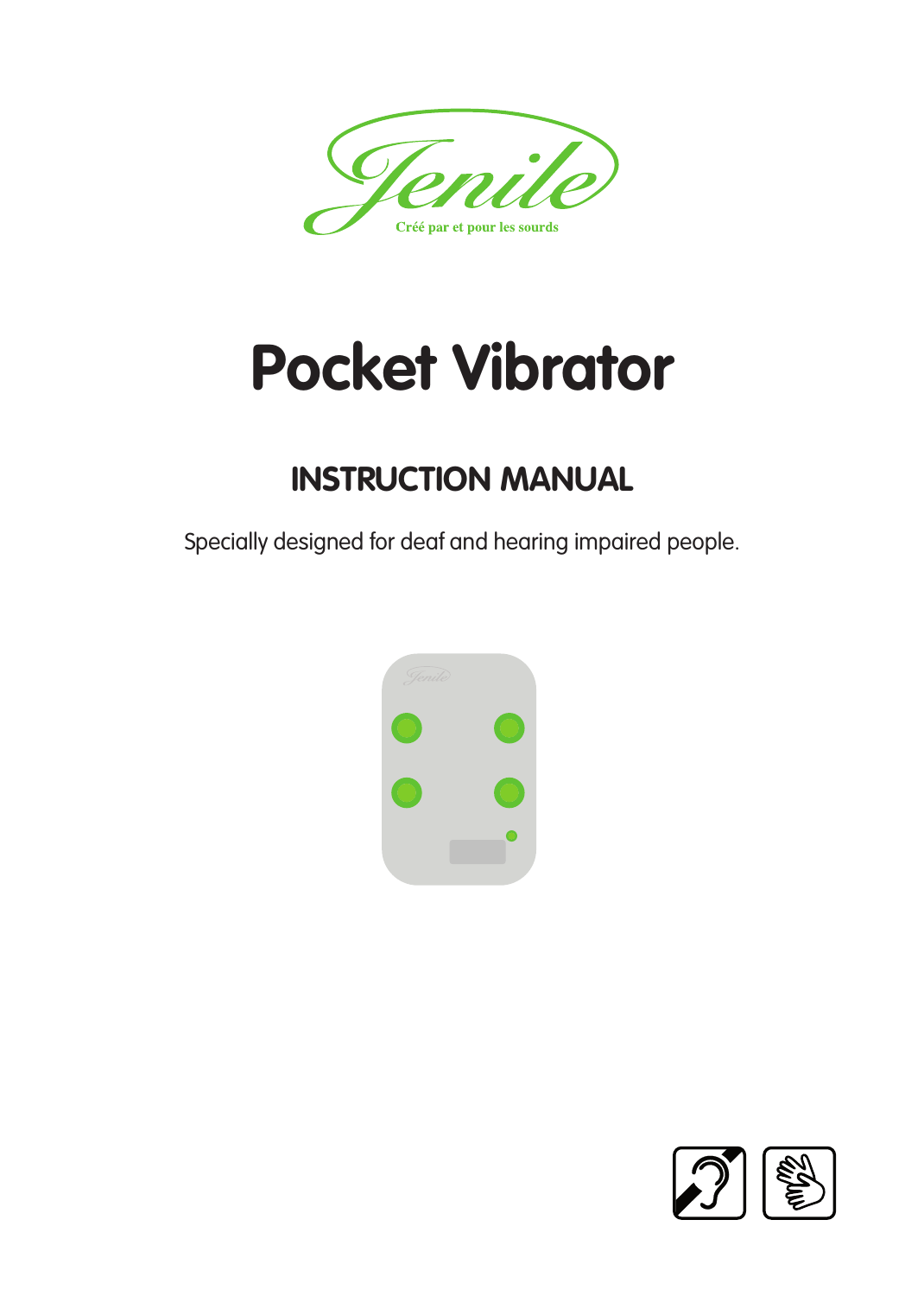Jenile

Créé par et pour les sourds

# Pocket Vibrator

## INSTRUCTION MANUAL

Specially designed for deaf and hearing impaired people.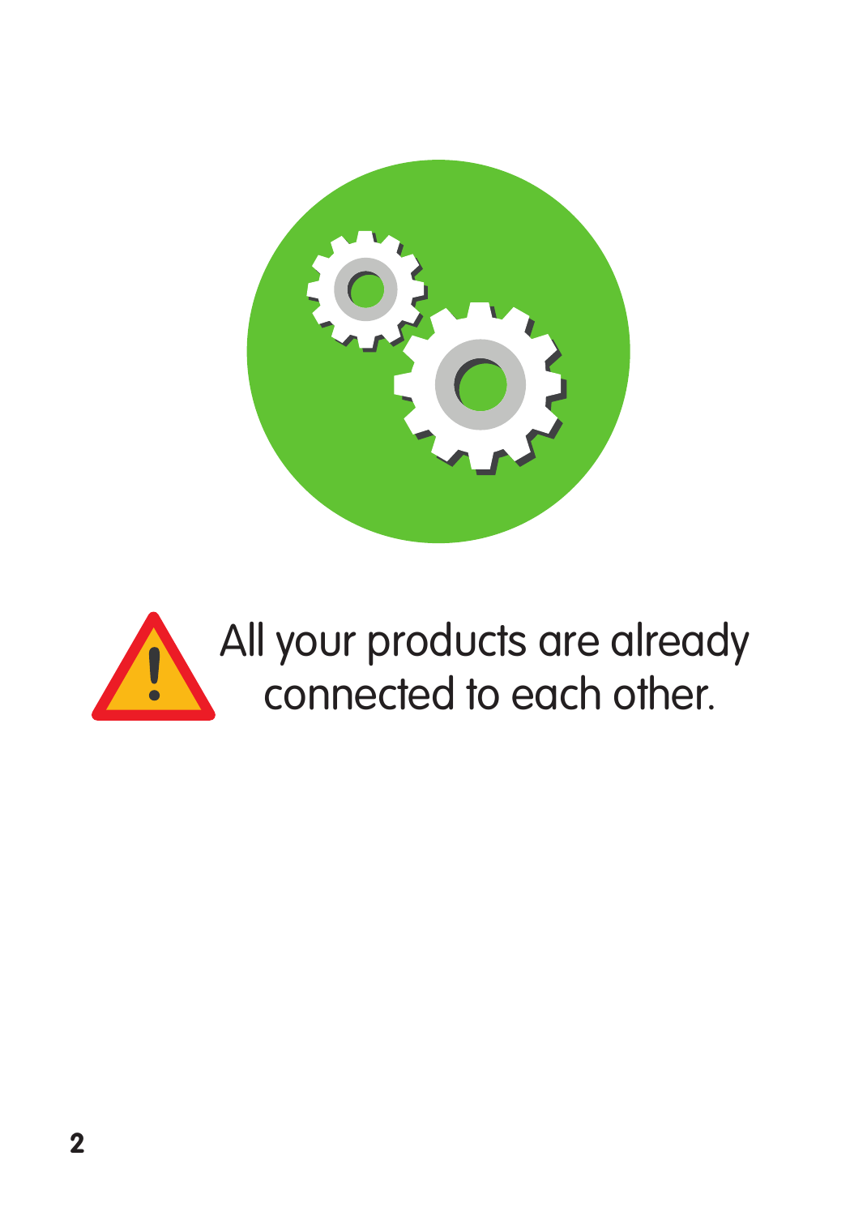All your products are already connected to each other.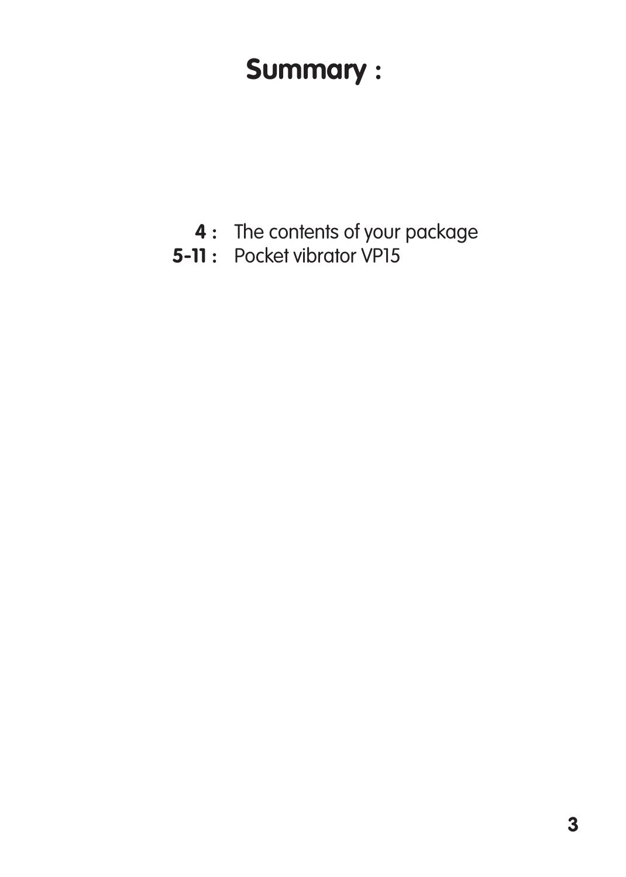# Summary :

**4 :** The contents of your package
**5-11 :** Pocket vibrator VP15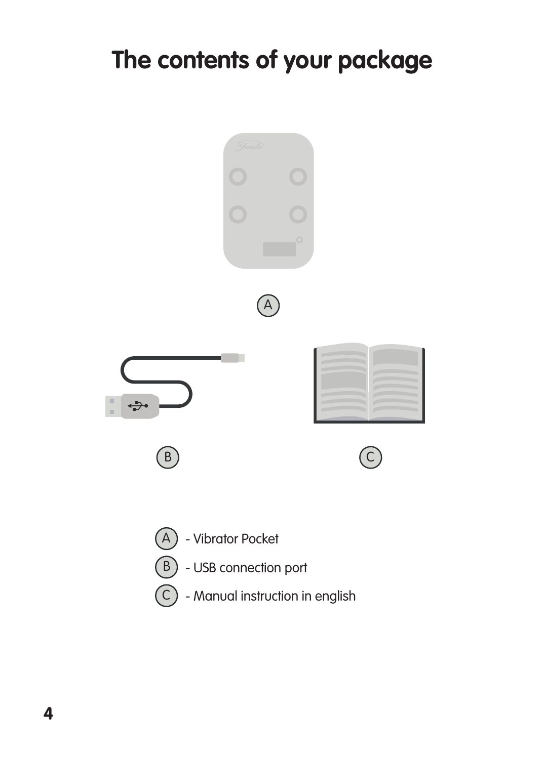# The contents of your package

A

B

C

(A) - Vibrator Pocket

(B) - USB connection port

(C) - Manual instruction in english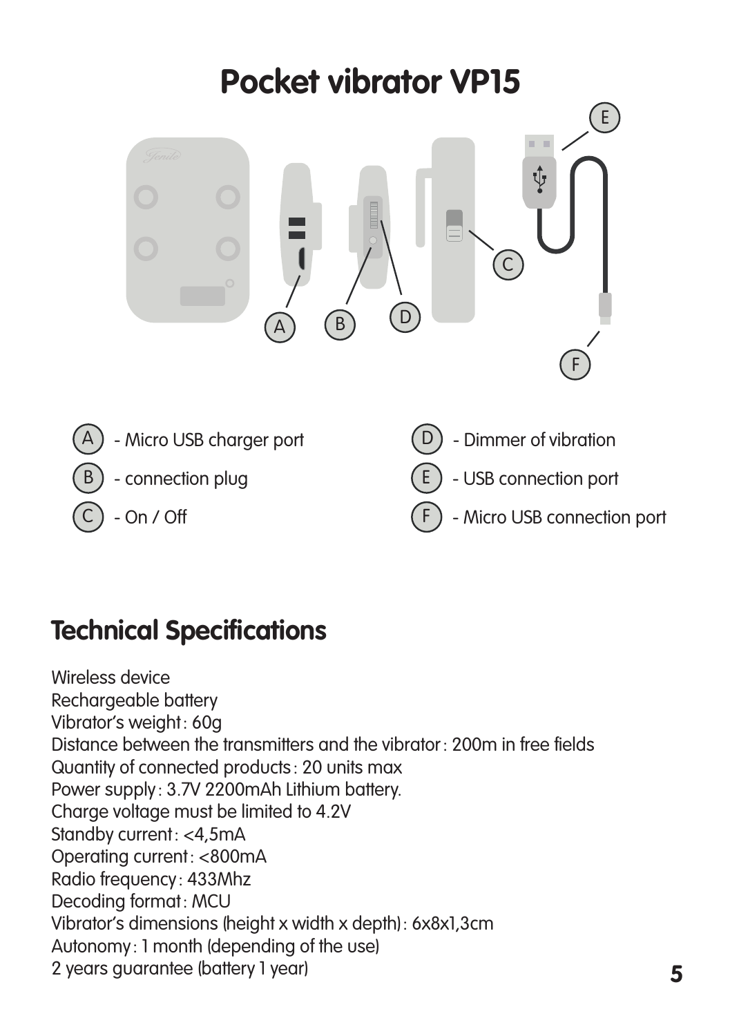# Pocket vibrator VP15

- (A) - Micro USB charger port
- (B) - connection plug
- (C) - On / Off
- (D) - Dimmer of vibration
- (E) - USB connection port
- (F) - Micro USB connection port

## Technical Specifications

Wireless device
Rechargeable battery
Vibrator's weight : 60g
Distance between the transmitters and the vibrator : 200m in free fields
Quantity of connected products : 20 units max
Power supply : 3.7V 2200mAh Lithium battery.
Charge voltage must be limited to 4.2V
Standby current : <4,5mA
Operating current : <800mA
Radio frequency : 433Mhz
Decoding format : MCU
Vibrator's dimensions (height x width x depth) : 6x8x1,3cm
Autonomy : 1 month (depending of the use)
2 years guarantee (battery 1 year)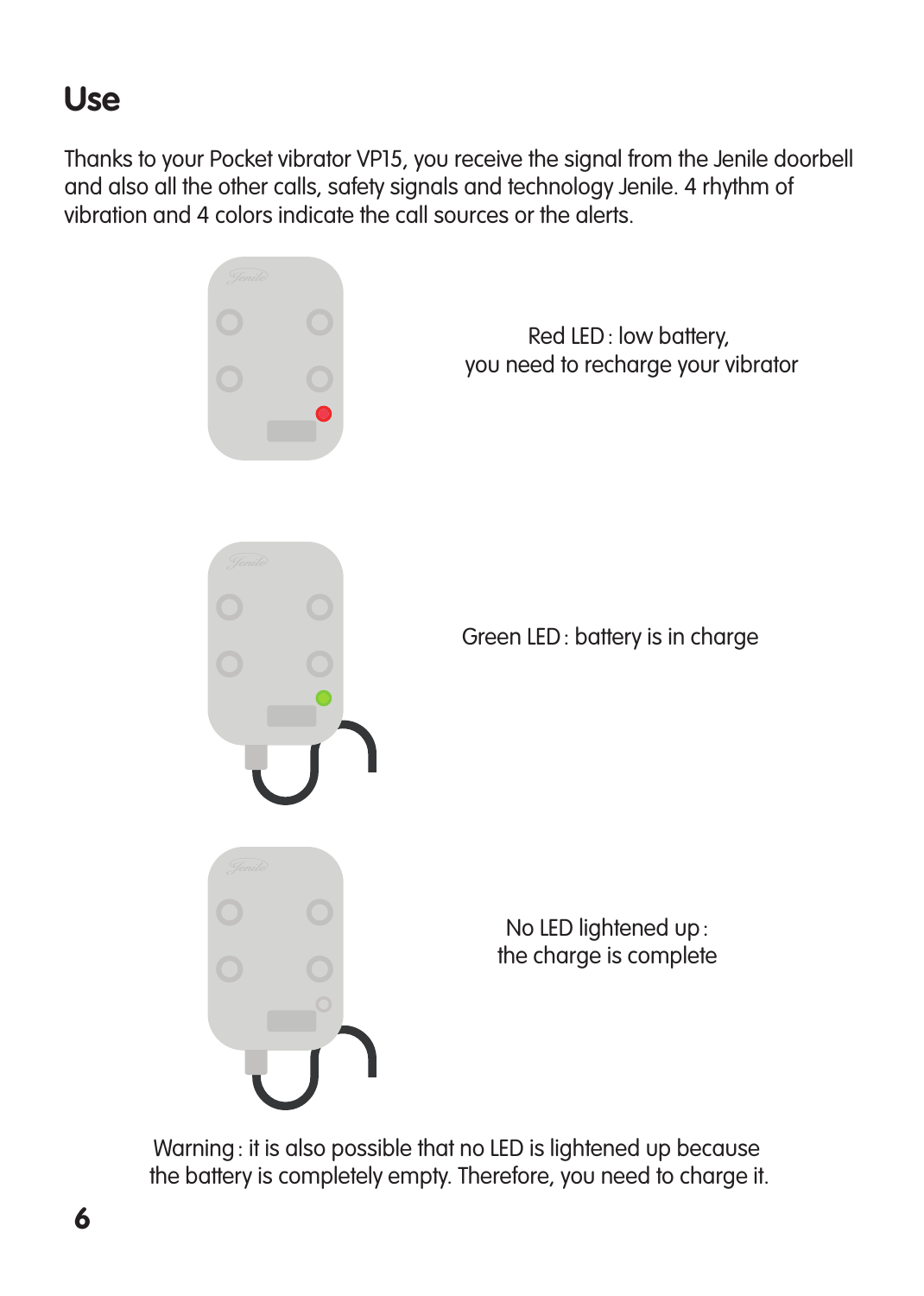# Use

Thanks to your Pocket vibrator VP15, you receive the signal from the Jenile doorbell and also all the other calls, safety signals and technology Jenile. 4 rhythm of vibration and 4 colors indicate the call sources or the alerts.

Red LED : low battery,
you need to recharge your vibrator

Green LED : battery is in charge

No LED lightened up :
the charge is complete

Warning : it is also possible that no LED is lightened up because the battery is completely empty. Therefore, you need to charge it.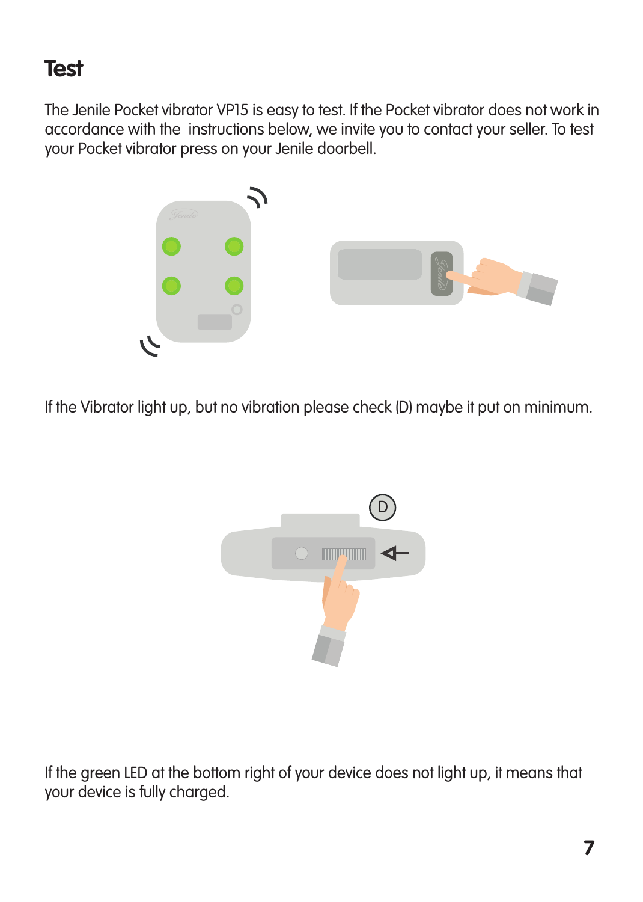# Test

The Jenile Pocket vibrator VP15 is easy to test. If the Pocket vibrator does not work in accordance with the  instructions below, we invite you to contact your seller. To test your Pocket vibrator press on your Jenile doorbell.

If the Vibrator light up, but no vibration please check (D) maybe it put on minimum.

If the green LED at the bottom right of your device does not light up, it means that your device is fully charged.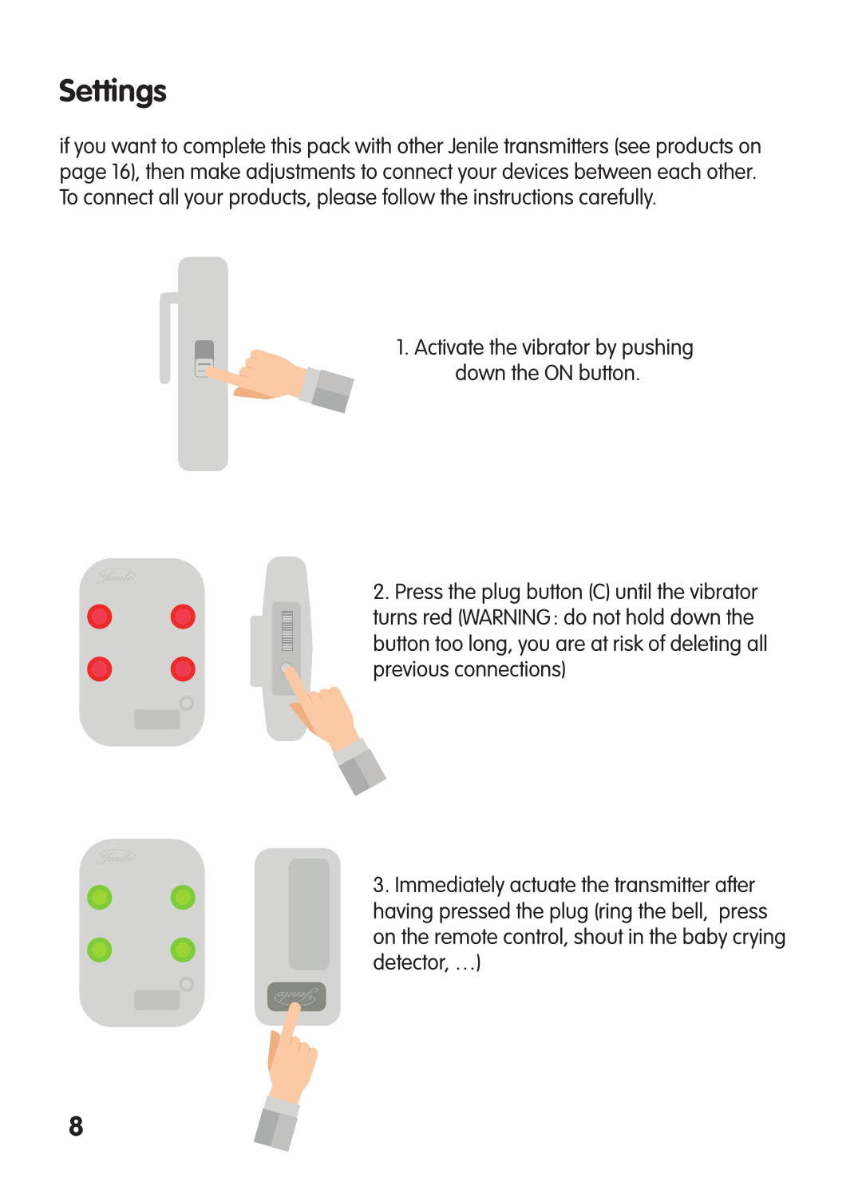# Settings

if you want to complete this pack with other Jenile transmitters (see products on page 16), then make adjustments to connect your devices between each other. To connect all your products, please follow the instructions carefully.

1. Activate the vibrator by pushing down the ON button.

2. Press the plug button (C) until the vibrator turns red (WARNING : do not hold down the button too long, you are at risk of deleting all previous connections)

3. Immediately actuate the transmitter after having pressed the plug (ring the bell, press on the remote control, shout in the baby crying detector, …)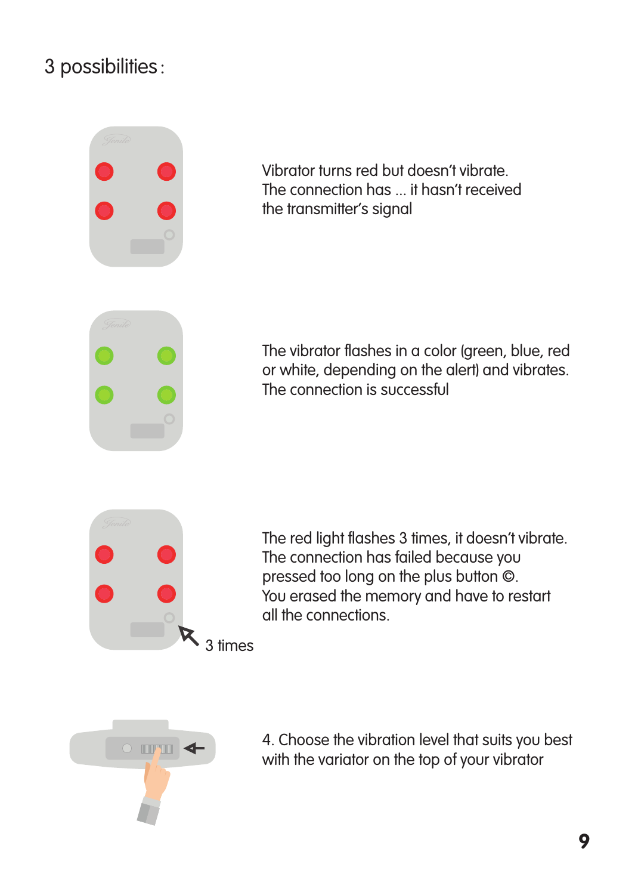3 possibilities :

Vibrator turns red but doesn't vibrate.
The connection has ... it hasn't received the transmitter's signal

The vibrator flashes in a color (green, blue, red or white, depending on the alert) and vibrates.
The connection is successful

3 times

The red light flashes 3 times, it doesn't vibrate.
The connection has failed because you pressed too long on the plus button ©.
You erased the memory and have to restart all the connections.

4. Choose the vibration level that suits you best with the variator on the top of your vibrator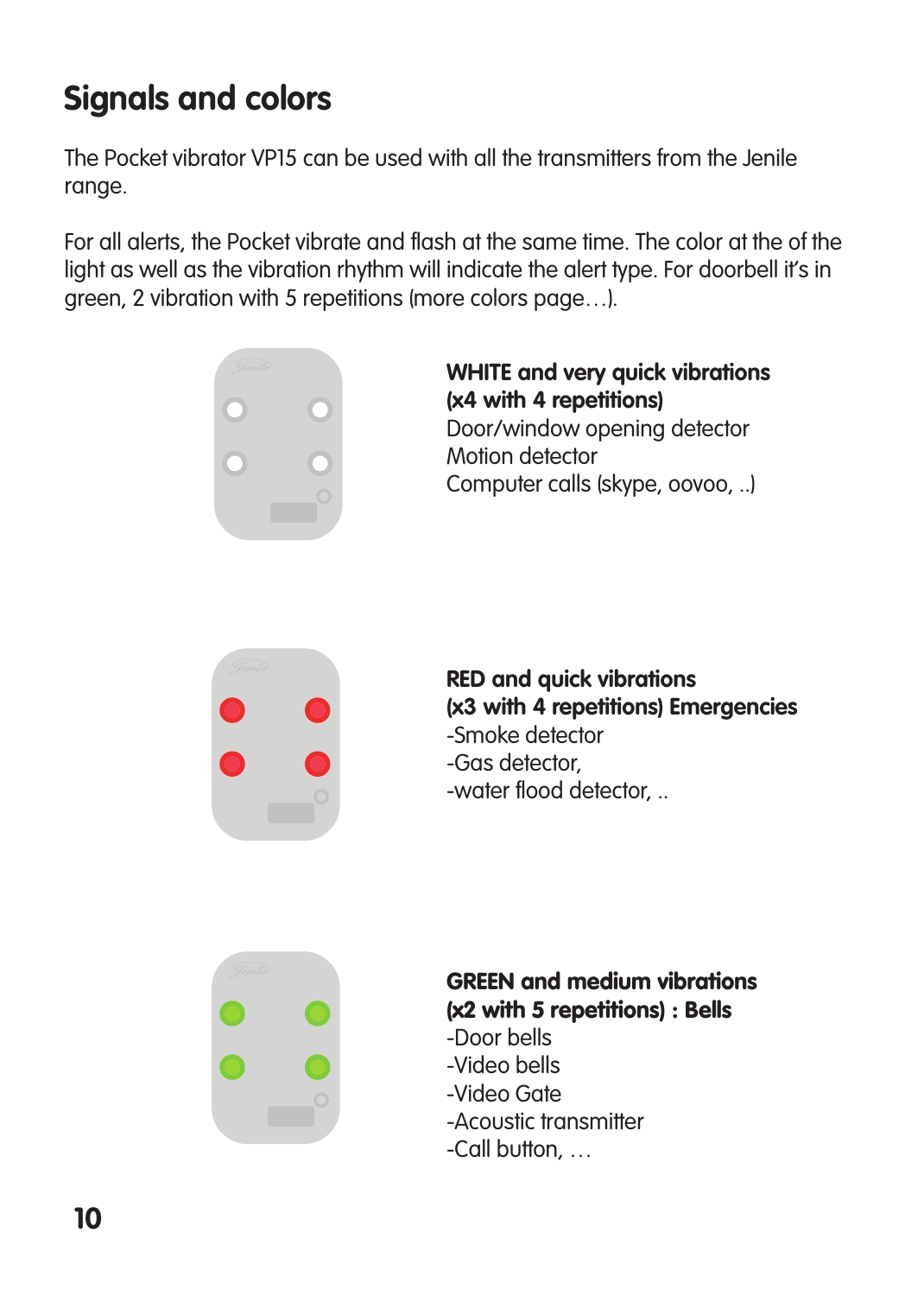## Signals and colors

The Pocket vibrator VP15 can be used with all the transmitters from the Jenile range.

For all alerts, the Pocket vibrate and flash at the same time. The color at the of the light as well as the vibration rhythm will indicate the alert type. For doorbell it's in green, 2 vibration with 5 repetitions (more colors page…).

**WHITE and very quick vibrations (x4 with 4 repetitions)**
Door/window opening detector
Motion detector
Computer calls (skype, oovoo, ..)

**RED and quick vibrations (x3 with 4 repetitions) Emergencies**
-Smoke detector
-Gas detector,
-water flood detector, ..

**GREEN and medium vibrations (x2 with 5 repetitions) : Bells**
-Door bells
-Video bells
-Video Gate
-Acoustic transmitter
-Call button, …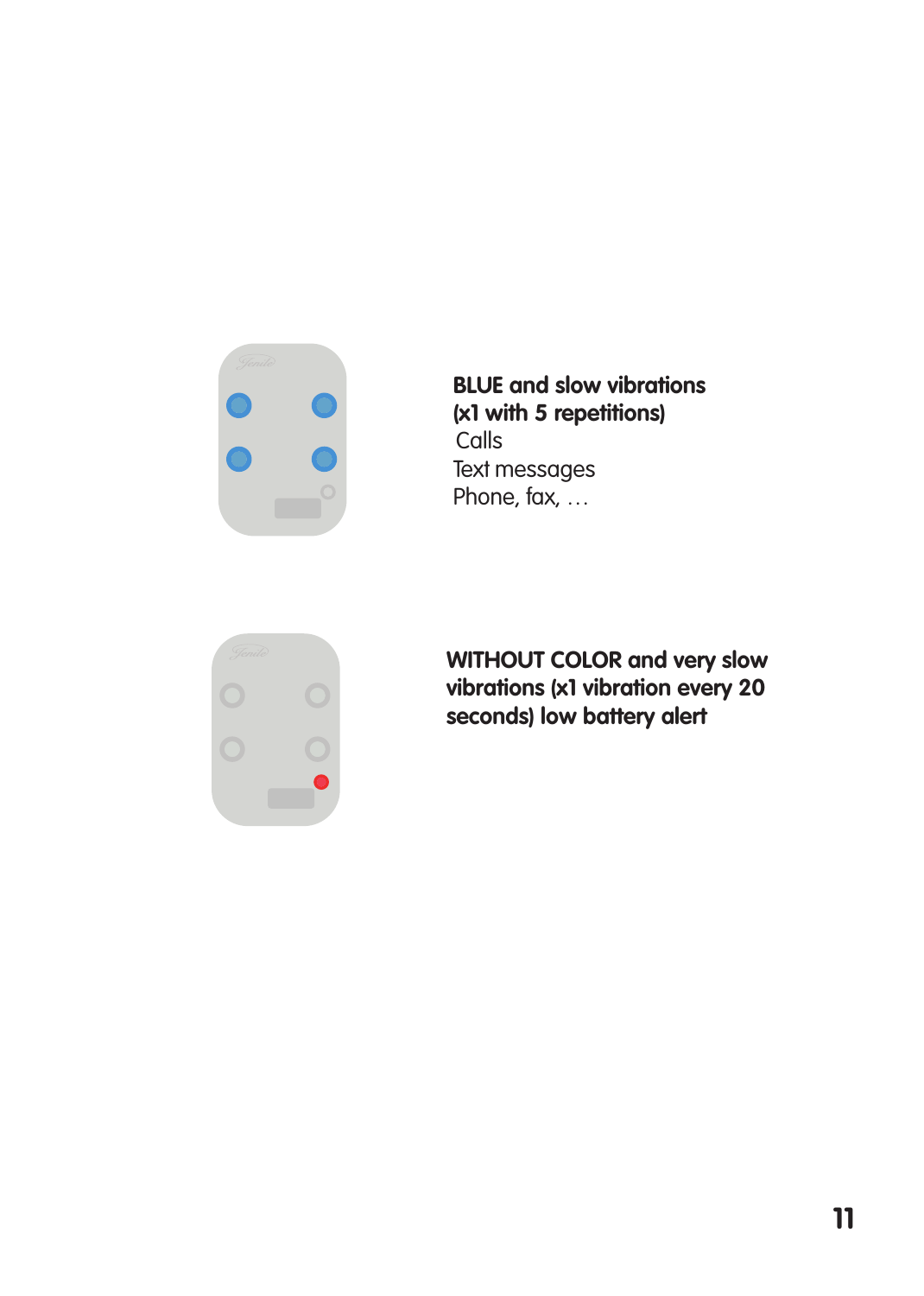**BLUE and slow vibrations (x1 with 5 repetitions)**

Calls
Text messages
Phone, fax, …

**WITHOUT COLOR and very slow vibrations (x1 vibration every 20 seconds) low battery alert**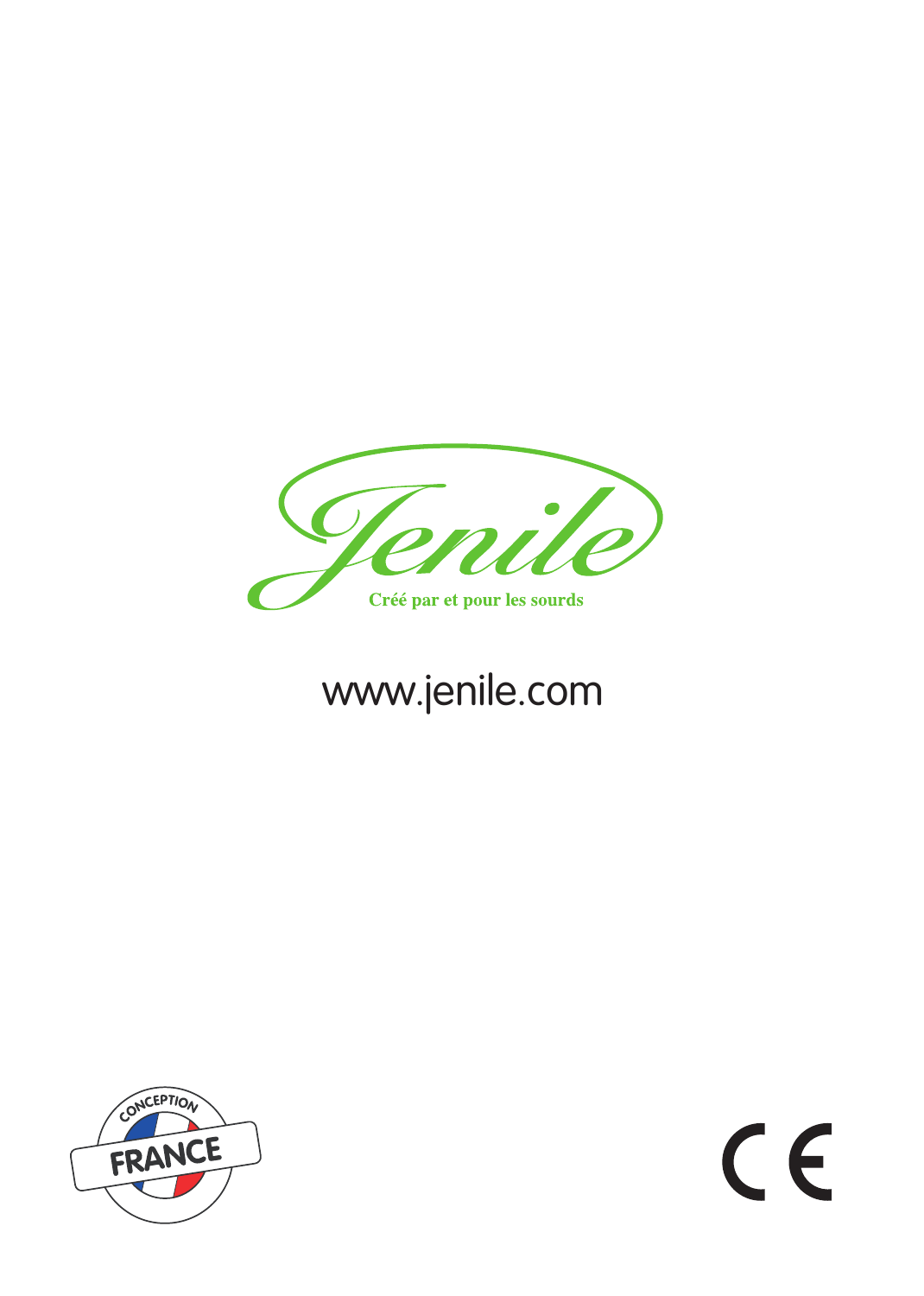Jenile

Créé par et pour les sourds

www.jenile.com

CONCEPTION FRANCE

CE